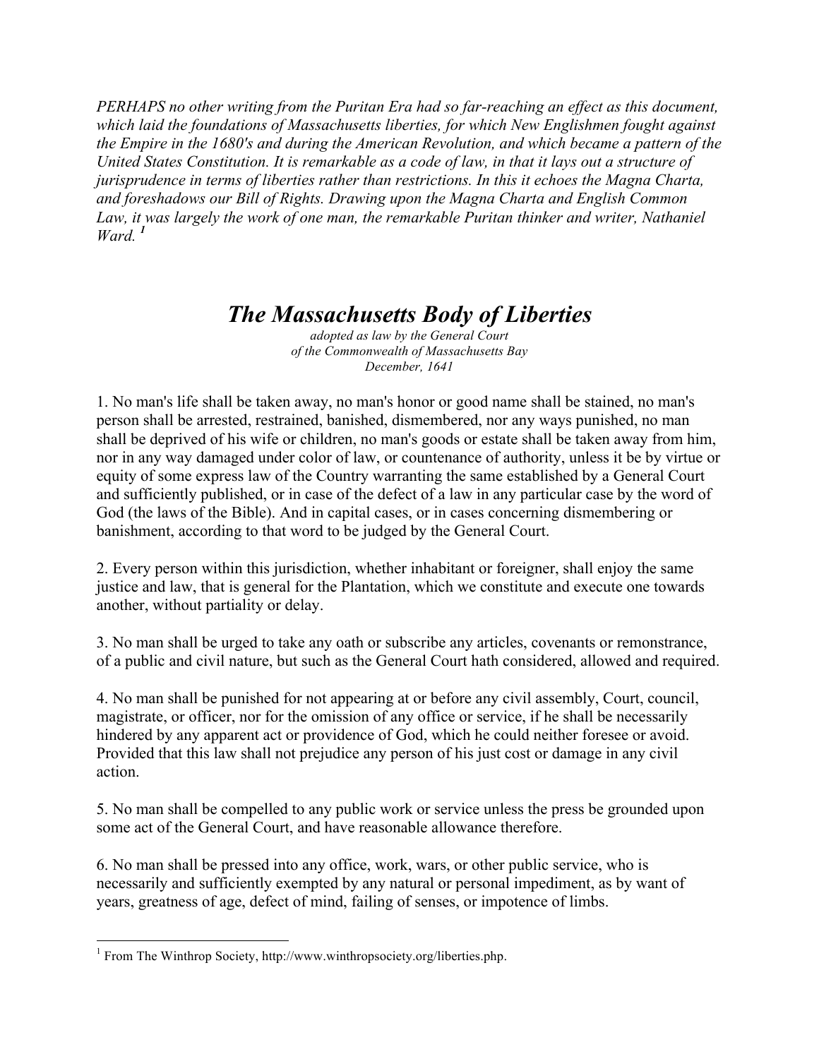*PERHAPS no other writing from the Puritan Era had so far-reaching an effect as this document, which laid the foundations of Massachusetts liberties, for which New Englishmen fought against the Empire in the 1680's and during the American Revolution, and which became a pattern of the United States Constitution. It is remarkable as a code of law, in that it lays out a structure of jurisprudence in terms of liberties rather than restrictions. In this it echoes the Magna Charta, and foreshadows our Bill of Rights. Drawing upon the Magna Charta and English Common Law, it was largely the work of one man, the remarkable Puritan thinker and writer, Nathaniel Ward.* [1]

# *The Massachusetts Body of Liberties*

*adopted as law by the General Court*
*of the Commonwealth of Massachusetts Bay*
*December, 1641*

1. No man's life shall be taken away, no man's honor or good name shall be stained, no man's person shall be arrested, restrained, banished, dismembered, nor any ways punished, no man shall be deprived of his wife or children, no man's goods or estate shall be taken away from him, nor in any way damaged under color of law, or countenance of authority, unless it be by virtue or equity of some express law of the Country warranting the same established by a General Court and sufficiently published, or in case of the defect of a law in any particular case by the word of God (the laws of the Bible). And in capital cases, or in cases concerning dismembering or banishment, according to that word to be judged by the General Court.

2. Every person within this jurisdiction, whether inhabitant or foreigner, shall enjoy the same justice and law, that is general for the Plantation, which we constitute and execute one towards another, without partiality or delay.

3. No man shall be urged to take any oath or subscribe any articles, covenants or remonstrance, of a public and civil nature, but such as the General Court hath considered, allowed and required.

4. No man shall be punished for not appearing at or before any civil assembly, Court, council, magistrate, or officer, nor for the omission of any office or service, if he shall be necessarily hindered by any apparent act or providence of God, which he could neither foresee or avoid. Provided that this law shall not prejudice any person of his just cost or damage in any civil action.

5. No man shall be compelled to any public work or service unless the press be grounded upon some act of the General Court, and have reasonable allowance therefore.

6. No man shall be pressed into any office, work, wars, or other public service, who is necessarily and sufficiently exempted by any natural or personal impediment, as by want of years, greatness of age, defect of mind, failing of senses, or impotence of limbs.

---

[1] From The Winthrop Society, http://www.winthropsociety.org/liberties.php.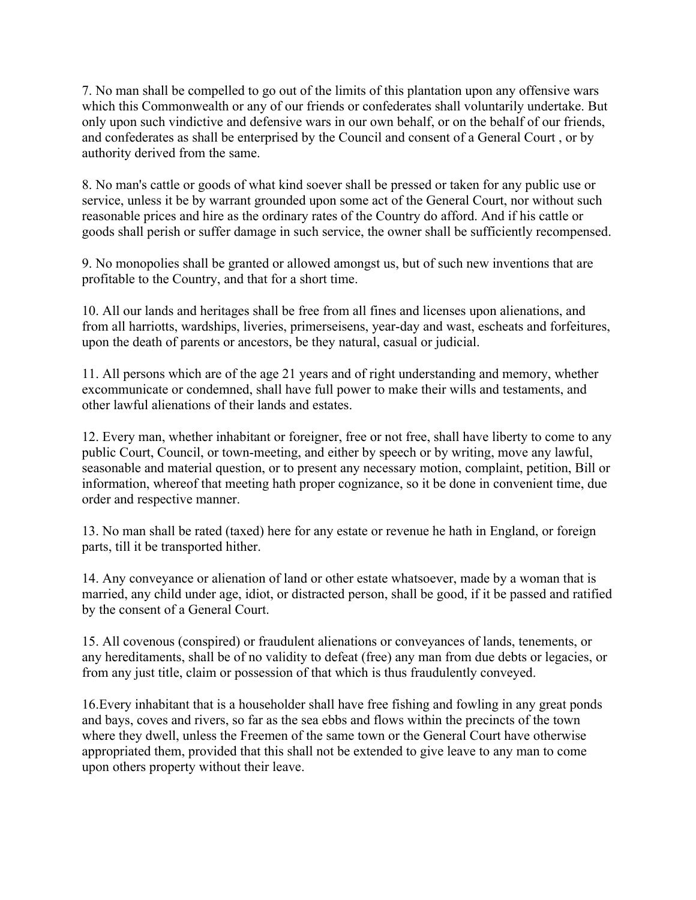7. No man shall be compelled to go out of the limits of this plantation upon any offensive wars which this Commonwealth or any of our friends or confederates shall voluntarily undertake. But only upon such vindictive and defensive wars in our own behalf, or on the behalf of our friends, and confederates as shall be enterprised by the Council and consent of a General Court , or by authority derived from the same.

8. No man's cattle or goods of what kind soever shall be pressed or taken for any public use or service, unless it be by warrant grounded upon some act of the General Court, nor without such reasonable prices and hire as the ordinary rates of the Country do afford. And if his cattle or goods shall perish or suffer damage in such service, the owner shall be sufficiently recompensed.

9. No monopolies shall be granted or allowed amongst us, but of such new inventions that are profitable to the Country, and that for a short time.

10. All our lands and heritages shall be free from all fines and licenses upon alienations, and from all harriotts, wardships, liveries, primerseisens, year-day and wast, escheats and forfeitures, upon the death of parents or ancestors, be they natural, casual or judicial.

11. All persons which are of the age 21 years and of right understanding and memory, whether excommunicate or condemned, shall have full power to make their wills and testaments, and other lawful alienations of their lands and estates.

12. Every man, whether inhabitant or foreigner, free or not free, shall have liberty to come to any public Court, Council, or town-meeting, and either by speech or by writing, move any lawful, seasonable and material question, or to present any necessary motion, complaint, petition, Bill or information, whereof that meeting hath proper cognizance, so it be done in convenient time, due order and respective manner.

13. No man shall be rated (taxed) here for any estate or revenue he hath in England, or foreign parts, till it be transported hither.

14. Any conveyance or alienation of land or other estate whatsoever, made by a woman that is married, any child under age, idiot, or distracted person, shall be good, if it be passed and ratified by the consent of a General Court.

15. All covenous (conspired) or fraudulent alienations or conveyances of lands, tenements, or any hereditaments, shall be of no validity to defeat (free) any man from due debts or legacies, or from any just title, claim or possession of that which is thus fraudulently conveyed.

16.Every inhabitant that is a householder shall have free fishing and fowling in any great ponds and bays, coves and rivers, so far as the sea ebbs and flows within the precincts of the town where they dwell, unless the Freemen of the same town or the General Court have otherwise appropriated them, provided that this shall not be extended to give leave to any man to come upon others property without their leave.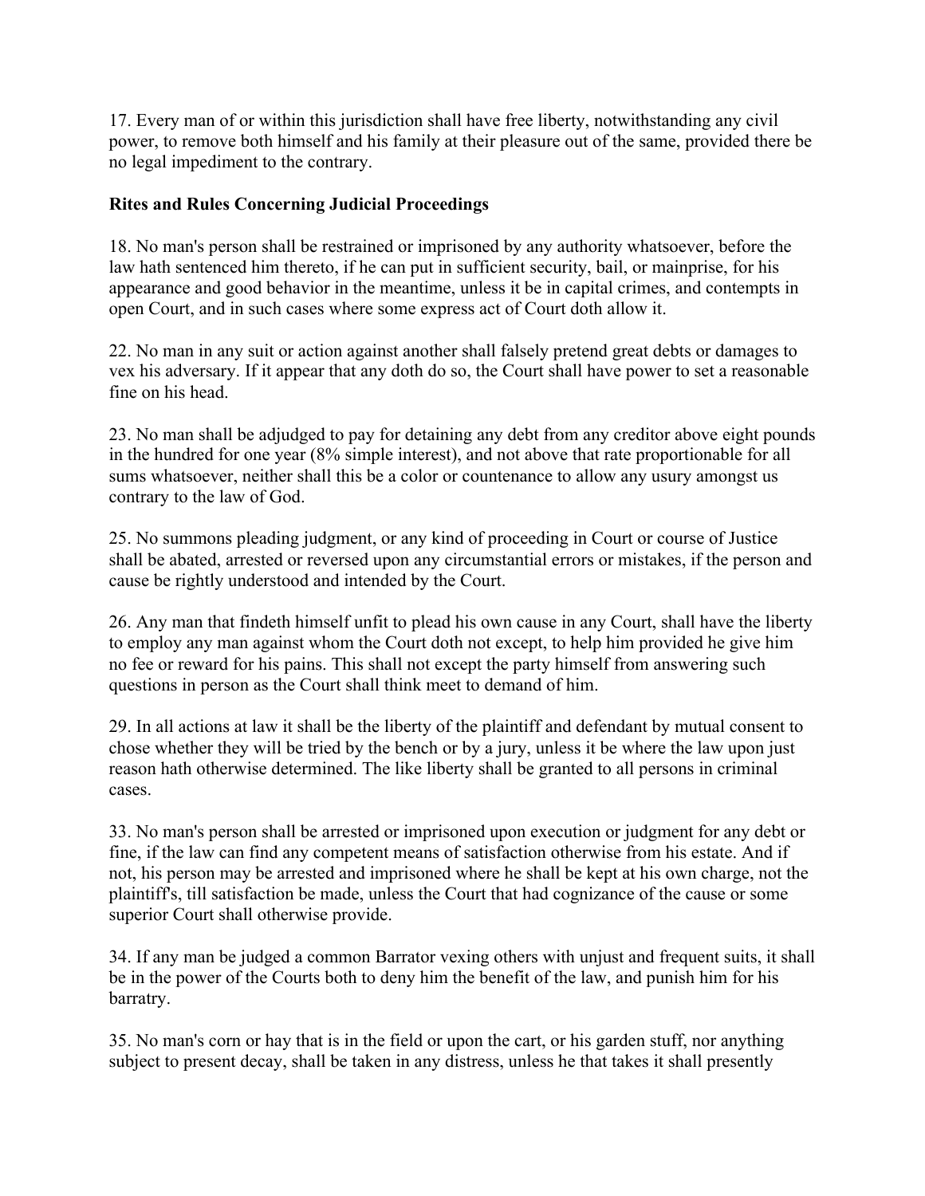17. Every man of or within this jurisdiction shall have free liberty, notwithstanding any civil power, to remove both himself and his family at their pleasure out of the same, provided there be no legal impediment to the contrary.

**Rites and Rules Concerning Judicial Proceedings**

18. No man's person shall be restrained or imprisoned by any authority whatsoever, before the law hath sentenced him thereto, if he can put in sufficient security, bail, or mainprise, for his appearance and good behavior in the meantime, unless it be in capital crimes, and contempts in open Court, and in such cases where some express act of Court doth allow it.

22. No man in any suit or action against another shall falsely pretend great debts or damages to vex his adversary. If it appear that any doth do so, the Court shall have power to set a reasonable fine on his head.

23. No man shall be adjudged to pay for detaining any debt from any creditor above eight pounds in the hundred for one year (8% simple interest), and not above that rate proportionable for all sums whatsoever, neither shall this be a color or countenance to allow any usury amongst us contrary to the law of God.

25. No summons pleading judgment, or any kind of proceeding in Court or course of Justice shall be abated, arrested or reversed upon any circumstantial errors or mistakes, if the person and cause be rightly understood and intended by the Court.

26. Any man that findeth himself unfit to plead his own cause in any Court, shall have the liberty to employ any man against whom the Court doth not except, to help him provided he give him no fee or reward for his pains. This shall not except the party himself from answering such questions in person as the Court shall think meet to demand of him.

29. In all actions at law it shall be the liberty of the plaintiff and defendant by mutual consent to chose whether they will be tried by the bench or by a jury, unless it be where the law upon just reason hath otherwise determined. The like liberty shall be granted to all persons in criminal cases.

33. No man's person shall be arrested or imprisoned upon execution or judgment for any debt or fine, if the law can find any competent means of satisfaction otherwise from his estate. And if not, his person may be arrested and imprisoned where he shall be kept at his own charge, not the plaintiff's, till satisfaction be made, unless the Court that had cognizance of the cause or some superior Court shall otherwise provide.

34. If any man be judged a common Barrator vexing others with unjust and frequent suits, it shall be in the power of the Courts both to deny him the benefit of the law, and punish him for his barratry.

35. No man's corn or hay that is in the field or upon the cart, or his garden stuff, nor anything subject to present decay, shall be taken in any distress, unless he that takes it shall presently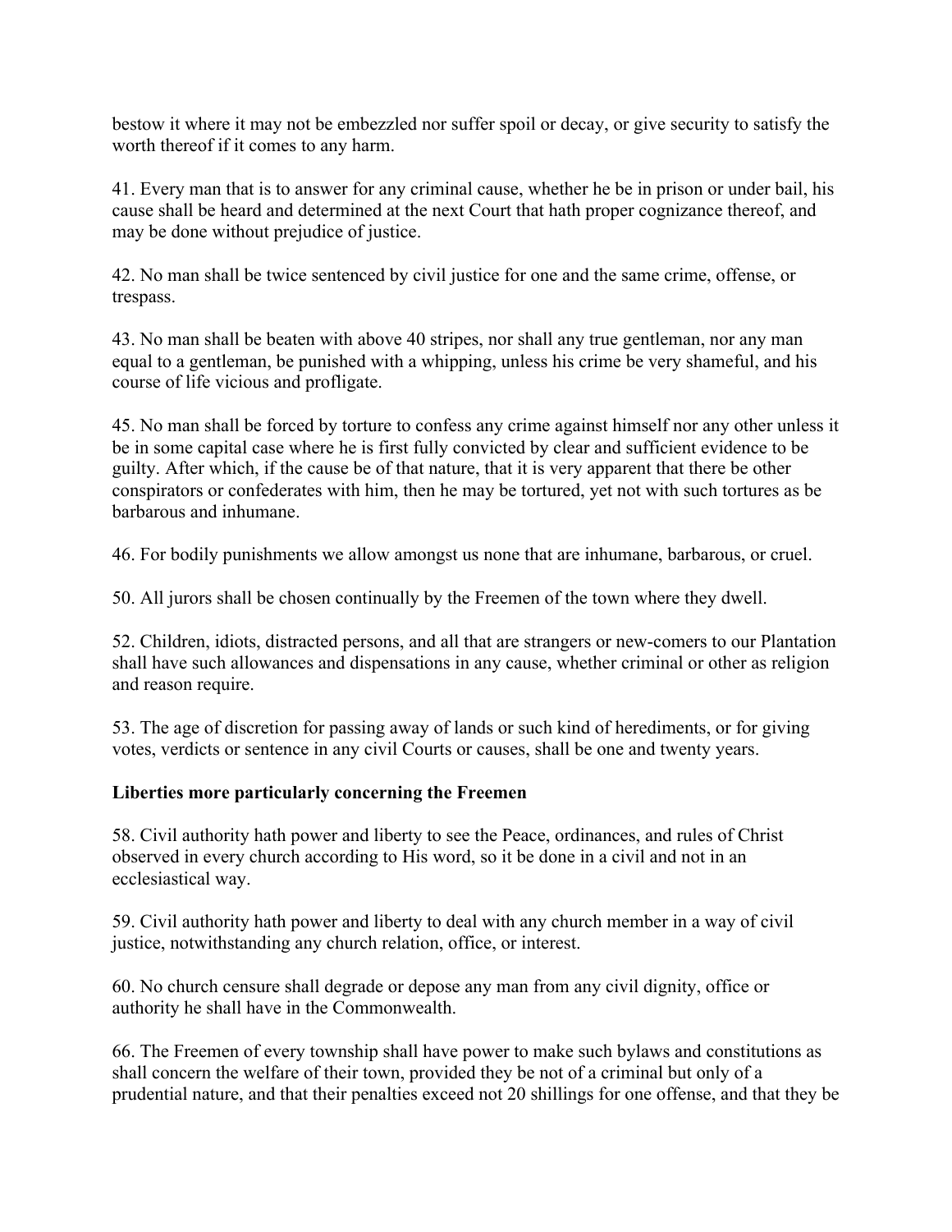bestow it where it may not be embezzled nor suffer spoil or decay, or give security to satisfy the worth thereof if it comes to any harm.

41. Every man that is to answer for any criminal cause, whether he be in prison or under bail, his cause shall be heard and determined at the next Court that hath proper cognizance thereof, and may be done without prejudice of justice.

42. No man shall be twice sentenced by civil justice for one and the same crime, offense, or trespass.

43. No man shall be beaten with above 40 stripes, nor shall any true gentleman, nor any man equal to a gentleman, be punished with a whipping, unless his crime be very shameful, and his course of life vicious and profligate.

45. No man shall be forced by torture to confess any crime against himself nor any other unless it be in some capital case where he is first fully convicted by clear and sufficient evidence to be guilty. After which, if the cause be of that nature, that it is very apparent that there be other conspirators or confederates with him, then he may be tortured, yet not with such tortures as be barbarous and inhumane.

46. For bodily punishments we allow amongst us none that are inhumane, barbarous, or cruel.

50. All jurors shall be chosen continually by the Freemen of the town where they dwell.

52. Children, idiots, distracted persons, and all that are strangers or new-comers to our Plantation shall have such allowances and dispensations in any cause, whether criminal or other as religion and reason require.

53. The age of discretion for passing away of lands or such kind of herediments, or for giving votes, verdicts or sentence in any civil Courts or causes, shall be one and twenty years.

**Liberties more particularly concerning the Freemen**

58. Civil authority hath power and liberty to see the Peace, ordinances, and rules of Christ observed in every church according to His word, so it be done in a civil and not in an ecclesiastical way.

59. Civil authority hath power and liberty to deal with any church member in a way of civil justice, notwithstanding any church relation, office, or interest.

60. No church censure shall degrade or depose any man from any civil dignity, office or authority he shall have in the Commonwealth.

66. The Freemen of every township shall have power to make such bylaws and constitutions as shall concern the welfare of their town, provided they be not of a criminal but only of a prudential nature, and that their penalties exceed not 20 shillings for one offense, and that they be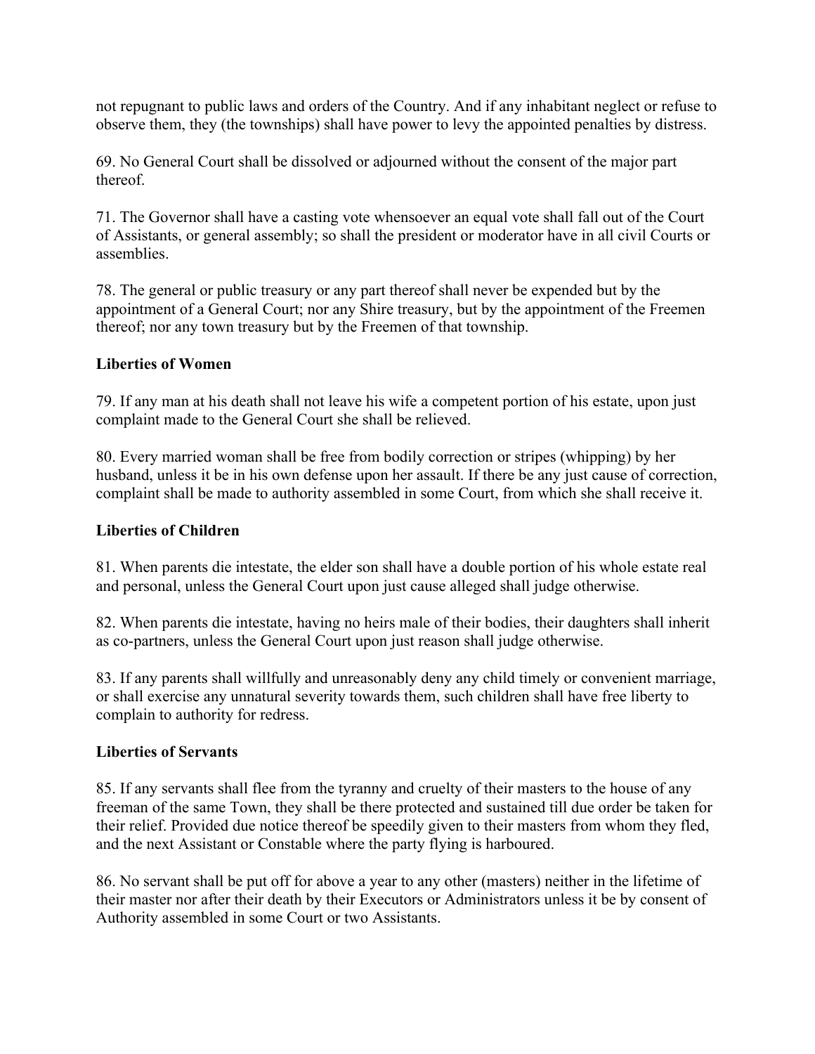not repugnant to public laws and orders of the Country. And if any inhabitant neglect or refuse to observe them, they (the townships) shall have power to levy the appointed penalties by distress.

69. No General Court shall be dissolved or adjourned without the consent of the major part thereof.

71. The Governor shall have a casting vote whensoever an equal vote shall fall out of the Court of Assistants, or general assembly; so shall the president or moderator have in all civil Courts or assemblies.

78. The general or public treasury or any part thereof shall never be expended but by the appointment of a General Court; nor any Shire treasury, but by the appointment of the Freemen thereof; nor any town treasury but by the Freemen of that township.

**Liberties of Women**

79. If any man at his death shall not leave his wife a competent portion of his estate, upon just complaint made to the General Court she shall be relieved.

80. Every married woman shall be free from bodily correction or stripes (whipping) by her husband, unless it be in his own defense upon her assault. If there be any just cause of correction, complaint shall be made to authority assembled in some Court, from which she shall receive it.

**Liberties of Children**

81. When parents die intestate, the elder son shall have a double portion of his whole estate real and personal, unless the General Court upon just cause alleged shall judge otherwise.

82. When parents die intestate, having no heirs male of their bodies, their daughters shall inherit as co-partners, unless the General Court upon just reason shall judge otherwise.

83. If any parents shall willfully and unreasonably deny any child timely or convenient marriage, or shall exercise any unnatural severity towards them, such children shall have free liberty to complain to authority for redress.

**Liberties of Servants**

85. If any servants shall flee from the tyranny and cruelty of their masters to the house of any freeman of the same Town, they shall be there protected and sustained till due order be taken for their relief. Provided due notice thereof be speedily given to their masters from whom they fled, and the next Assistant or Constable where the party flying is harboured.

86. No servant shall be put off for above a year to any other (masters) neither in the lifetime of their master nor after their death by their Executors or Administrators unless it be by consent of Authority assembled in some Court or two Assistants.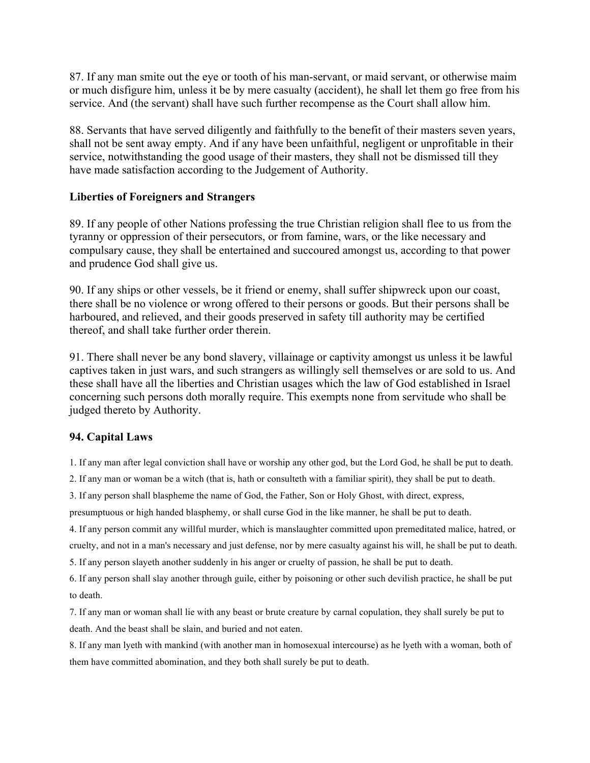87. If any man smite out the eye or tooth of his man-servant, or maid servant, or otherwise maim or much disfigure him, unless it be by mere casualty (accident), he shall let them go free from his service. And (the servant) shall have such further recompense as the Court shall allow him.

88. Servants that have served diligently and faithfully to the benefit of their masters seven years, shall not be sent away empty. And if any have been unfaithful, negligent or unprofitable in their service, notwithstanding the good usage of their masters, they shall not be dismissed till they have made satisfaction according to the Judgement of Authority.

**Liberties of Foreigners and Strangers**

89. If any people of other Nations professing the true Christian religion shall flee to us from the tyranny or oppression of their persecutors, or from famine, wars, or the like necessary and compulsary cause, they shall be entertained and succoured amongst us, according to that power and prudence God shall give us.

90. If any ships or other vessels, be it friend or enemy, shall suffer shipwreck upon our coast, there shall be no violence or wrong offered to their persons or goods. But their persons shall be harboured, and relieved, and their goods preserved in safety till authority may be certified thereof, and shall take further order therein.

91. There shall never be any bond slavery, villainage or captivity amongst us unless it be lawful captives taken in just wars, and such strangers as willingly sell themselves or are sold to us. And these shall have all the liberties and Christian usages which the law of God established in Israel concerning such persons doth morally require. This exempts none from servitude who shall be judged thereto by Authority.

**94. Capital Laws**

1. If any man after legal conviction shall have or worship any other god, but the Lord God, he shall be put to death.

2. If any man or woman be a witch (that is, hath or consulteth with a familiar spirit), they shall be put to death.

3. If any person shall blaspheme the name of God, the Father, Son or Holy Ghost, with direct, express, presumptuous or high handed blasphemy, or shall curse God in the like manner, he shall be put to death.

4. If any person commit any willful murder, which is manslaughter committed upon premeditated malice, hatred, or cruelty, and not in a man's necessary and just defense, nor by mere casualty against his will, he shall be put to death.

5. If any person slayeth another suddenly in his anger or cruelty of passion, he shall be put to death.

6. If any person shall slay another through guile, either by poisoning or other such devilish practice, he shall be put to death.

7. If any man or woman shall lie with any beast or brute creature by carnal copulation, they shall surely be put to death. And the beast shall be slain, and buried and not eaten.

8. If any man lyeth with mankind (with another man in homosexual intercourse) as he lyeth with a woman, both of them have committed abomination, and they both shall surely be put to death.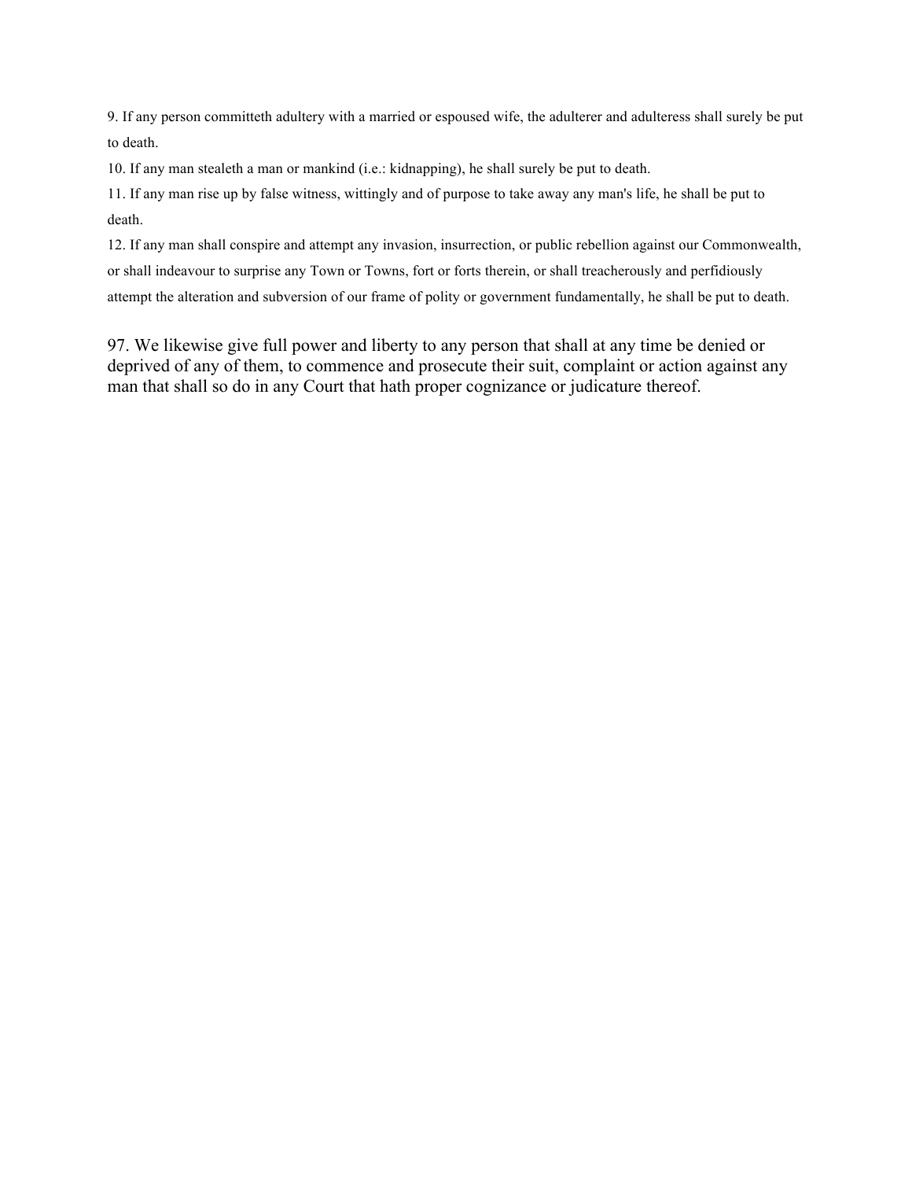9. If any person committeth adultery with a married or espoused wife, the adulterer and adulteress shall surely be put to death.

10. If any man stealeth a man or mankind (i.e.: kidnapping), he shall surely be put to death.

11. If any man rise up by false witness, wittingly and of purpose to take away any man's life, he shall be put to death.

12. If any man shall conspire and attempt any invasion, insurrection, or public rebellion against our Commonwealth, or shall indeavour to surprise any Town or Towns, fort or forts therein, or shall treacherously and perfidiously attempt the alteration and subversion of our frame of polity or government fundamentally, he shall be put to death.

97. We likewise give full power and liberty to any person that shall at any time be denied or deprived of any of them, to commence and prosecute their suit, complaint or action against any man that shall so do in any Court that hath proper cognizance or judicature thereof.